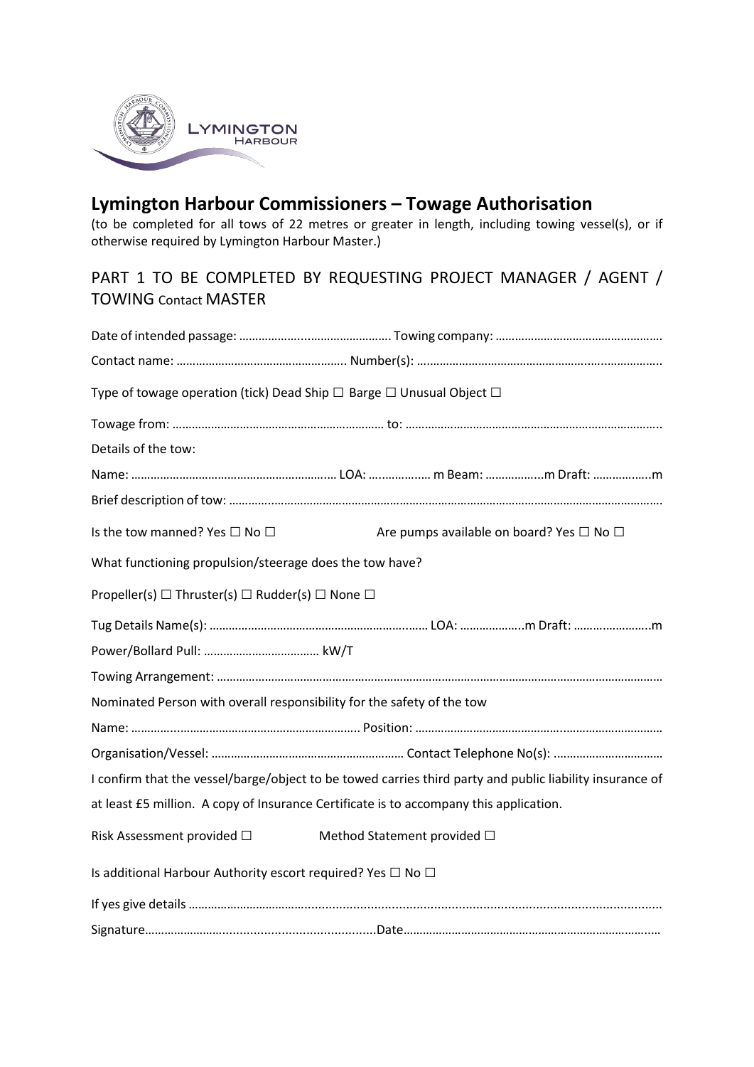# Lymington Harbour Commissioners – Towage Authorisation

(to be completed for all tows of 22 metres or greater in length, including towing vessel(s), or if otherwise required by Lymington Harbour Master.)

## PART 1 TO BE COMPLETED BY REQUESTING PROJECT MANAGER / AGENT / TOWING Contact MASTER

Date of intended passage: ……………………………………… Towing company: ……………………………………………

Contact name: …………………………………………… Number(s): ……………………………………………………………

Type of towage operation (tick) Dead Ship ☐ Barge ☐ Unusual Object ☐

Towage from: ………………………………………………………… to: ………………………………………………………………………

Details of the tow:

Name: ……………………………………………………… LOA: ……………… m Beam: ……………..m Draft: ……………..m

Brief description of tow: ……………………………………………………………………………………………………………………

Is the tow manned? Yes ☐ No ☐ Are pumps available on board? Yes ☐ No ☐

What functioning propulsion/steerage does the tow have?

Propeller(s) ☐ Thruster(s) ☐ Rudder(s) ☐ None ☐

Tug Details Name(s): ……………………………………………………… LOA: ………………..m Draft: ……………………..m

Power/Bollard Pull: ……………………………… kW/T

Towing Arrangement: ……………………………………………………………………………………………………………………

Nominated Person with overall responsibility for the safety of the tow

Name: ………………………………………………………………… Position: ………………………………………………………………

Organisation/Vessel: …………………………………………………… Contact Telephone No(s): ……………………………

I confirm that the vessel/barge/object to be towed carries third party and public liability insurance of at least £5 million. A copy of Insurance Certificate is to accompany this application.

Risk Assessment provided ☐ Method Statement provided ☐

Is additional Harbour Authority escort required? Yes ☐ No ☐

If yes give details ……………………………………………………………………………………………………………………………

Signature……………………………………………………………Date……………………………………………………………………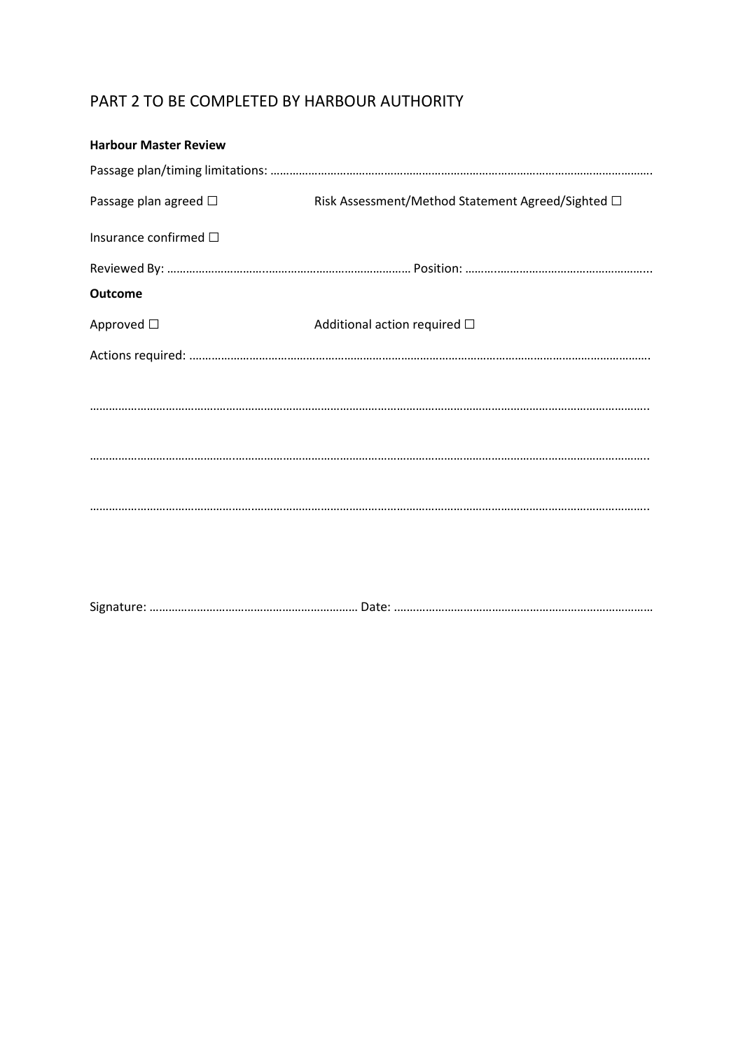## PART 2 TO BE COMPLETED BY HARBOUR AUTHORITY

**Harbour Master Review**

Passage plan/timing limitations: ……………………………………………………………………………………………………………

Passage plan agreed ☐ Risk Assessment/Method Statement Agreed/Sighted ☐

Insurance confirmed ☐

Reviewed By: …………………………..…………………………………….… Position: ………..…………………………………………...

**Outcome**

Approved ☐ Additional action required ☐

Actions required: ………………………………………………………………………………………………………………………………

………………………………………………………………………………………………………………………………………………………..

………………………………………..…………………………………………………………………………………………………………….

………………………………………………………………………………………………………………………………………………………..

Signature: ………………………………………………………… Date: ……………………………………………………………………….